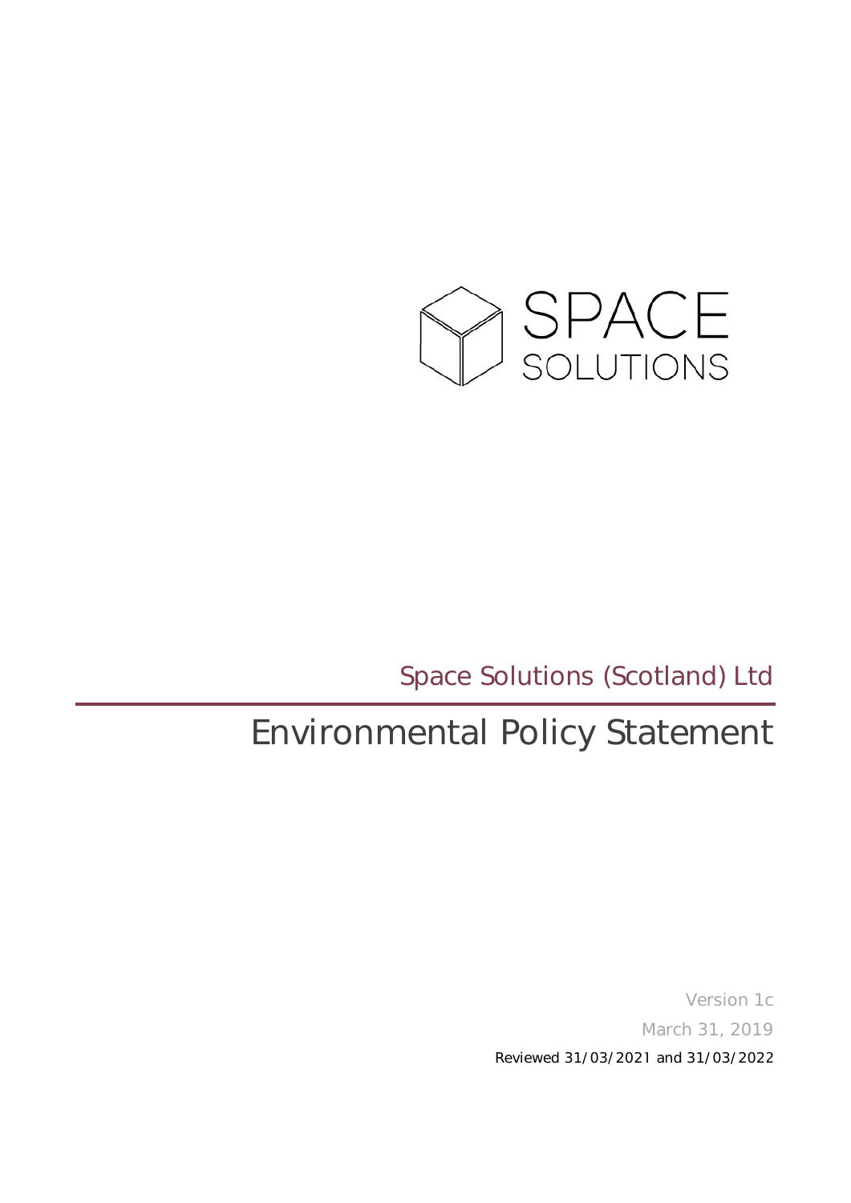SPACE SOLUTIONS

Space Solutions (Scotland) Ltd

# Environmental Policy Statement

Version 1c

March 31, 2019

Reviewed 31/03/2021 and 31/03/2022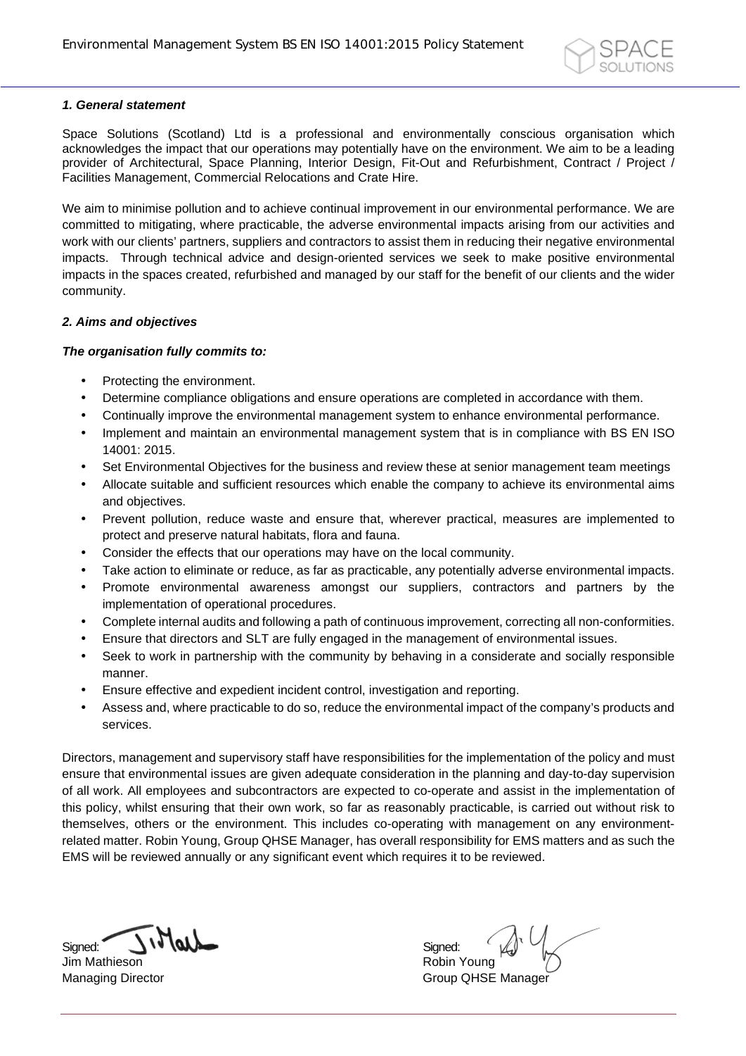### *1. General statement*

Space Solutions (Scotland) Ltd is a professional and environmentally conscious organisation which acknowledges the impact that our operations may potentially have on the environment. We aim to be a leading provider of Architectural, Space Planning, Interior Design, Fit-Out and Refurbishment, Contract / Project / Facilities Management, Commercial Relocations and Crate Hire.

We aim to minimise pollution and to achieve continual improvement in our environmental performance. We are committed to mitigating, where practicable, the adverse environmental impacts arising from our activities and work with our clients' partners, suppliers and contractors to assist them in reducing their negative environmental impacts. Through technical advice and design-oriented services we seek to make positive environmental impacts in the spaces created, refurbished and managed by our staff for the benefit of our clients and the wider community.

### *2. Aims and objectives*

***The organisation fully commits to:***

- Protecting the environment.
- Determine compliance obligations and ensure operations are completed in accordance with them.
- Continually improve the environmental management system to enhance environmental performance.
- Implement and maintain an environmental management system that is in compliance with BS EN ISO 14001: 2015.
- Set Environmental Objectives for the business and review these at senior management team meetings
- Allocate suitable and sufficient resources which enable the company to achieve its environmental aims and objectives.
- Prevent pollution, reduce waste and ensure that, wherever practical, measures are implemented to protect and preserve natural habitats, flora and fauna.
- Consider the effects that our operations may have on the local community.
- Take action to eliminate or reduce, as far as practicable, any potentially adverse environmental impacts.
- Promote environmental awareness amongst our suppliers, contractors and partners by the implementation of operational procedures.
- Complete internal audits and following a path of continuous improvement, correcting all non-conformities.
- Ensure that directors and SLT are fully engaged in the management of environmental issues.
- Seek to work in partnership with the community by behaving in a considerate and socially responsible manner.
- Ensure effective and expedient incident control, investigation and reporting.
- Assess and, where practicable to do so, reduce the environmental impact of the company's products and services.

Directors, management and supervisory staff have responsibilities for the implementation of the policy and must ensure that environmental issues are given adequate consideration in the planning and day-to-day supervision of all work. All employees and subcontractors are expected to co-operate and assist in the implementation of this policy, whilst ensuring that their own work, so far as reasonably practicable, is carried out without risk to themselves, others or the environment. This includes co-operating with management on any environment-related matter. Robin Young, Group QHSE Manager, has overall responsibility for EMS matters and as such the EMS will be reviewed annually or any significant event which requires it to be reviewed.

Signed:
Jim Mathieson
Managing Director

Signed:
Robin Young
Group QHSE Manager